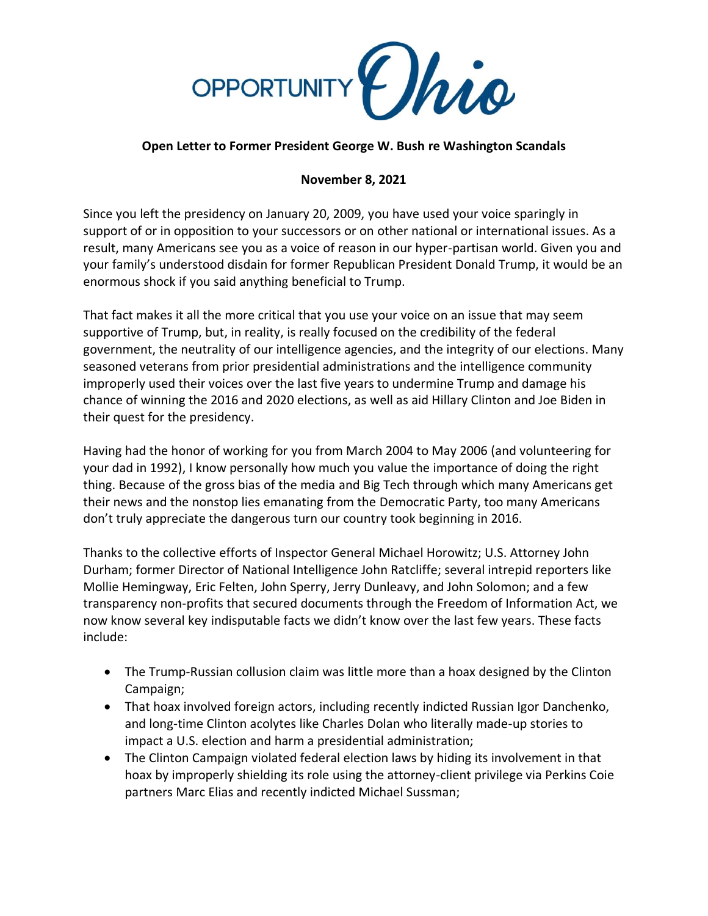OPPORTUNITY Ohio

**Open Letter to Former President George W. Bush re Washington Scandals**

**November 8, 2021**

Since you left the presidency on January 20, 2009, you have used your voice sparingly in support of or in opposition to your successors or on other national or international issues. As a result, many Americans see you as a voice of reason in our hyper-partisan world. Given you and your family's understood disdain for former Republican President Donald Trump, it would be an enormous shock if you said anything beneficial to Trump.

That fact makes it all the more critical that you use your voice on an issue that may seem supportive of Trump, but, in reality, is really focused on the credibility of the federal government, the neutrality of our intelligence agencies, and the integrity of our elections. Many seasoned veterans from prior presidential administrations and the intelligence community improperly used their voices over the last five years to undermine Trump and damage his chance of winning the 2016 and 2020 elections, as well as aid Hillary Clinton and Joe Biden in their quest for the presidency.

Having had the honor of working for you from March 2004 to May 2006 (and volunteering for your dad in 1992), I know personally how much you value the importance of doing the right thing. Because of the gross bias of the media and Big Tech through which many Americans get their news and the nonstop lies emanating from the Democratic Party, too many Americans don't truly appreciate the dangerous turn our country took beginning in 2016.

Thanks to the collective efforts of Inspector General Michael Horowitz; U.S. Attorney John Durham; former Director of National Intelligence John Ratcliffe; several intrepid reporters like Mollie Hemingway, Eric Felten, John Sperry, Jerry Dunleavy, and John Solomon; and a few transparency non-profits that secured documents through the Freedom of Information Act, we now know several key indisputable facts we didn't know over the last few years. These facts include:

- The Trump-Russian collusion claim was little more than a hoax designed by the Clinton Campaign;
- That hoax involved foreign actors, including recently indicted Russian Igor Danchenko, and long-time Clinton acolytes like Charles Dolan who literally made-up stories to impact a U.S. election and harm a presidential administration;
- The Clinton Campaign violated federal election laws by hiding its involvement in that hoax by improperly shielding its role using the attorney-client privilege via Perkins Coie partners Marc Elias and recently indicted Michael Sussman;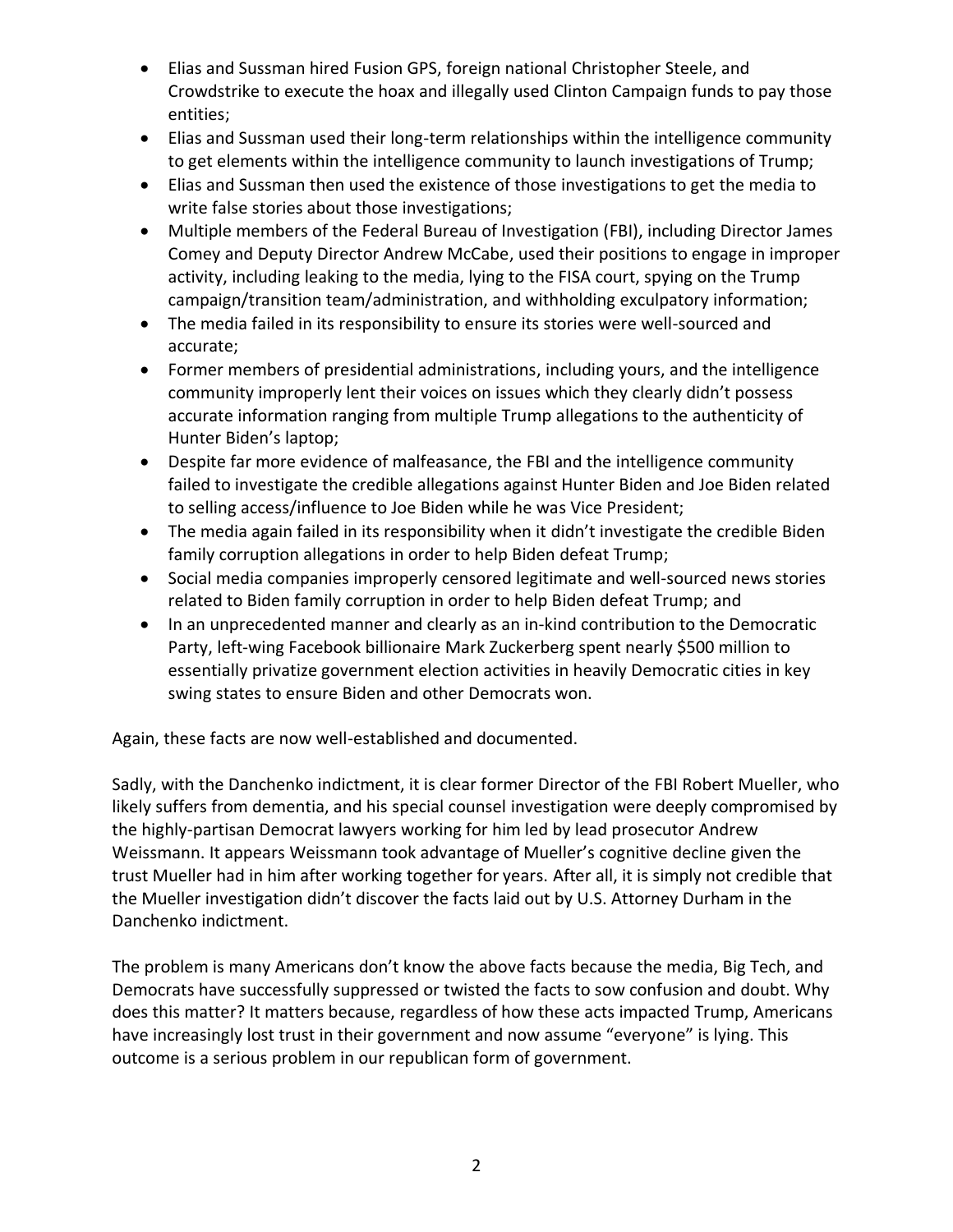- Elias and Sussman hired Fusion GPS, foreign national Christopher Steele, and Crowdstrike to execute the hoax and illegally used Clinton Campaign funds to pay those entities;
- Elias and Sussman used their long-term relationships within the intelligence community to get elements within the intelligence community to launch investigations of Trump;
- Elias and Sussman then used the existence of those investigations to get the media to write false stories about those investigations;
- Multiple members of the Federal Bureau of Investigation (FBI), including Director James Comey and Deputy Director Andrew McCabe, used their positions to engage in improper activity, including leaking to the media, lying to the FISA court, spying on the Trump campaign/transition team/administration, and withholding exculpatory information;
- The media failed in its responsibility to ensure its stories were well-sourced and accurate;
- Former members of presidential administrations, including yours, and the intelligence community improperly lent their voices on issues which they clearly didn't possess accurate information ranging from multiple Trump allegations to the authenticity of Hunter Biden's laptop;
- Despite far more evidence of malfeasance, the FBI and the intelligence community failed to investigate the credible allegations against Hunter Biden and Joe Biden related to selling access/influence to Joe Biden while he was Vice President;
- The media again failed in its responsibility when it didn't investigate the credible Biden family corruption allegations in order to help Biden defeat Trump;
- Social media companies improperly censored legitimate and well-sourced news stories related to Biden family corruption in order to help Biden defeat Trump; and
- In an unprecedented manner and clearly as an in-kind contribution to the Democratic Party, left-wing Facebook billionaire Mark Zuckerberg spent nearly $500 million to essentially privatize government election activities in heavily Democratic cities in key swing states to ensure Biden and other Democrats won.

Again, these facts are now well-established and documented.

Sadly, with the Danchenko indictment, it is clear former Director of the FBI Robert Mueller, who likely suffers from dementia, and his special counsel investigation were deeply compromised by the highly-partisan Democrat lawyers working for him led by lead prosecutor Andrew Weissmann. It appears Weissmann took advantage of Mueller's cognitive decline given the trust Mueller had in him after working together for years. After all, it is simply not credible that the Mueller investigation didn't discover the facts laid out by U.S. Attorney Durham in the Danchenko indictment.

The problem is many Americans don't know the above facts because the media, Big Tech, and Democrats have successfully suppressed or twisted the facts to sow confusion and doubt. Why does this matter? It matters because, regardless of how these acts impacted Trump, Americans have increasingly lost trust in their government and now assume "everyone" is lying. This outcome is a serious problem in our republican form of government.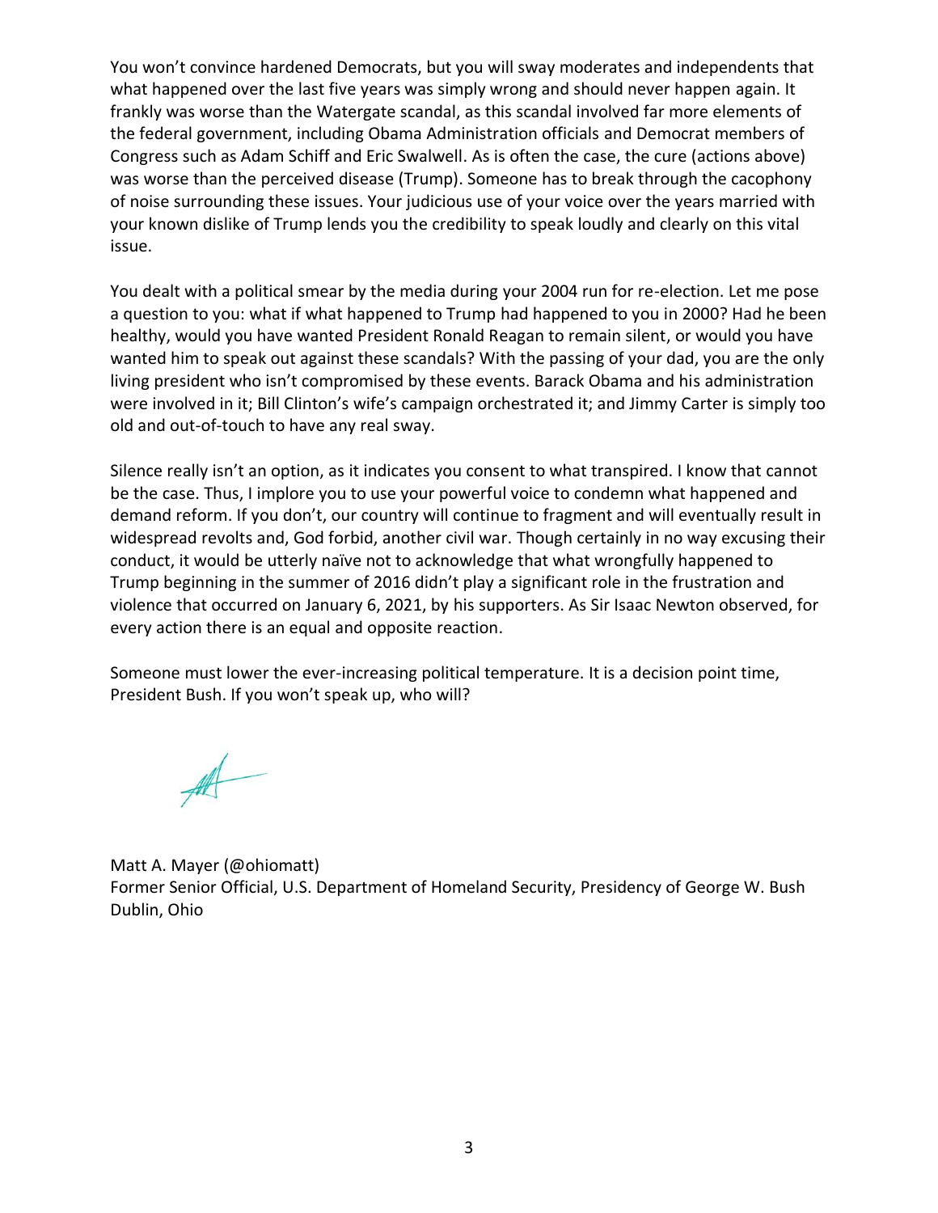You won't convince hardened Democrats, but you will sway moderates and independents that what happened over the last five years was simply wrong and should never happen again. It frankly was worse than the Watergate scandal, as this scandal involved far more elements of the federal government, including Obama Administration officials and Democrat members of Congress such as Adam Schiff and Eric Swalwell. As is often the case, the cure (actions above) was worse than the perceived disease (Trump). Someone has to break through the cacophony of noise surrounding these issues. Your judicious use of your voice over the years married with your known dislike of Trump lends you the credibility to speak loudly and clearly on this vital issue.

You dealt with a political smear by the media during your 2004 run for re-election. Let me pose a question to you: what if what happened to Trump had happened to you in 2000? Had he been healthy, would you have wanted President Ronald Reagan to remain silent, or would you have wanted him to speak out against these scandals? With the passing of your dad, you are the only living president who isn't compromised by these events. Barack Obama and his administration were involved in it; Bill Clinton's wife's campaign orchestrated it; and Jimmy Carter is simply too old and out-of-touch to have any real sway.

Silence really isn't an option, as it indicates you consent to what transpired. I know that cannot be the case. Thus, I implore you to use your powerful voice to condemn what happened and demand reform. If you don't, our country will continue to fragment and will eventually result in widespread revolts and, God forbid, another civil war. Though certainly in no way excusing their conduct, it would be utterly naïve not to acknowledge that what wrongfully happened to Trump beginning in the summer of 2016 didn't play a significant role in the frustration and violence that occurred on January 6, 2021, by his supporters. As Sir Isaac Newton observed, for every action there is an equal and opposite reaction.

Someone must lower the ever-increasing political temperature. It is a decision point time, President Bush. If you won't speak up, who will?

Matt A. Mayer (@ohiomatt)
Former Senior Official, U.S. Department of Homeland Security, Presidency of George W. Bush
Dublin, Ohio